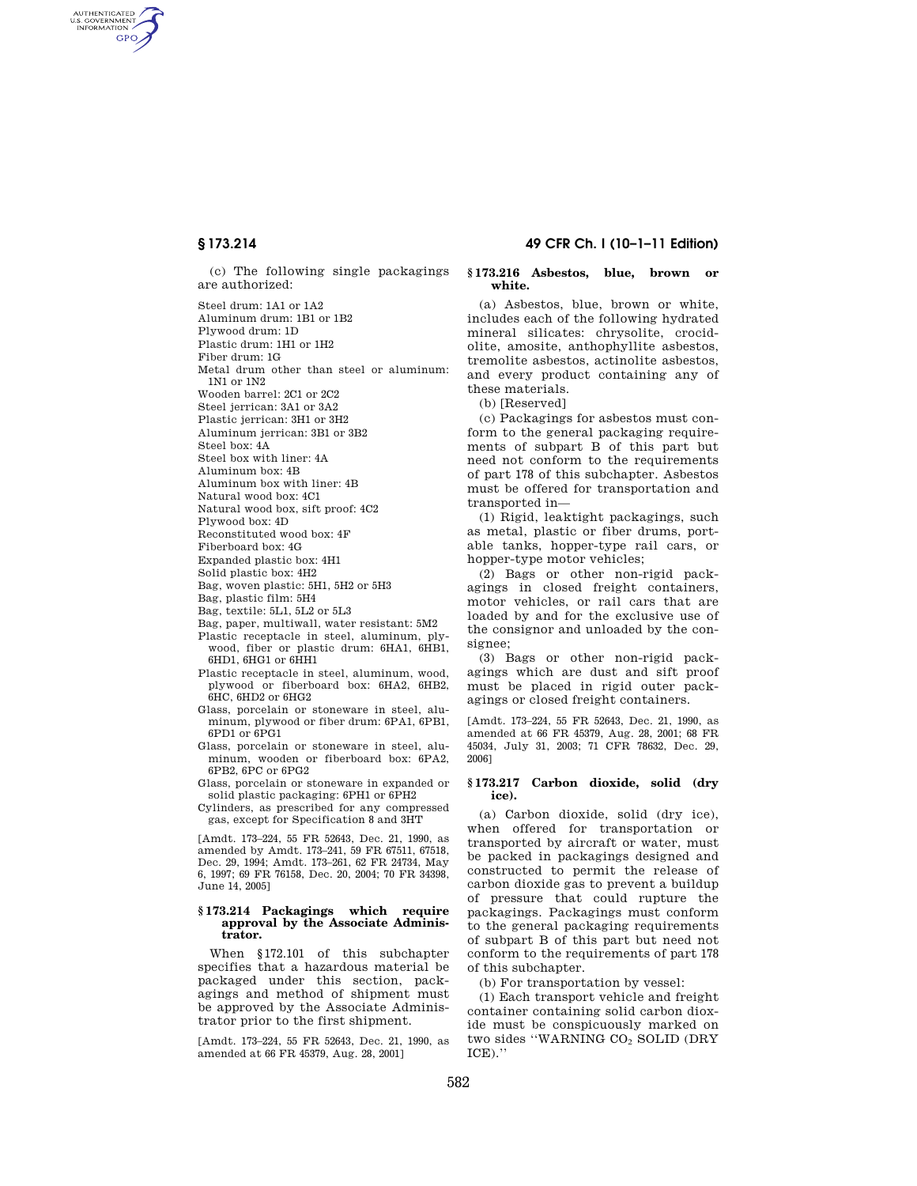(c) The following single packagings are authorized:

Steel drum: 1A1 or 1A2
Aluminum drum: 1B1 or 1B2
Plywood drum: 1D
Plastic drum: 1H1 or 1H2
Fiber drum: 1G
Metal drum other than steel or aluminum: 1N1 or 1N2
Wooden barrel: 2C1 or 2C2
Steel jerrican: 3A1 or 3A2
Plastic jerrican: 3H1 or 3H2
Aluminum jerrican: 3B1 or 3B2
Steel box: 4A
Steel box with liner: 4A
Aluminum box: 4B
Aluminum box with liner: 4B
Natural wood box: 4C1
Natural wood box, sift proof: 4C2
Plywood box: 4D
Reconstituted wood box: 4F
Fiberboard box: 4G
Expanded plastic box: 4H1
Solid plastic box: 4H2
Bag, woven plastic: 5H1, 5H2 or 5H3
Bag, plastic film: 5H4
Bag, textile: 5L1, 5L2 or 5L3
Bag, paper, multiwall, water resistant: 5M2
Plastic receptacle in steel, aluminum, plywood, fiber or plastic drum: 6HA1, 6HB1, 6HD1, 6HG1 or 6HH1
Plastic receptacle in steel, aluminum, wood, plywood or fiberboard box: 6HA2, 6HB2, 6HC, 6HD2 or 6HG2
Glass, porcelain or stoneware in steel, aluminum, plywood or fiber drum: 6PA1, 6PB1, 6PD1 or 6PG1
Glass, porcelain or stoneware in steel, aluminum, wooden or fiberboard box: 6PA2, 6PB2, 6PC or 6PG2
Glass, porcelain or stoneware in expanded or solid plastic packaging: 6PH1 or 6PH2
Cylinders, as prescribed for any compressed gas, except for Specification 8 and 3HT

[Amdt. 173–224, 55 FR 52643, Dec. 21, 1990, as amended by Amdt. 173–241, 59 FR 67511, 67518, Dec. 29, 1994; Amdt. 173–261, 62 FR 24734, May 6, 1997; 69 FR 76158, Dec. 20, 2004; 70 FR 34398, June 14, 2005]

### § 173.214 Packagings which require approval by the Associate Administrator.

When §172.101 of this subchapter specifies that a hazardous material be packaged under this section, packagings and method of shipment must be approved by the Associate Administrator prior to the first shipment.

[Amdt. 173–224, 55 FR 52643, Dec. 21, 1990, as amended at 66 FR 45379, Aug. 28, 2001]

### § 173.216 Asbestos, blue, brown or white.

(a) Asbestos, blue, brown or white, includes each of the following hydrated mineral silicates: chrysolite, crocidolite, amosite, anthophyllite asbestos, tremolite asbestos, actinolite asbestos, and every product containing any of these materials.

(b) [Reserved]

(c) Packagings for asbestos must conform to the general packaging requirements of subpart B of this part but need not conform to the requirements of part 178 of this subchapter. Asbestos must be offered for transportation and transported in—

(1) Rigid, leaktight packagings, such as metal, plastic or fiber drums, portable tanks, hopper-type rail cars, or hopper-type motor vehicles;

(2) Bags or other non-rigid packagings in closed freight containers, motor vehicles, or rail cars that are loaded by and for the exclusive use of the consignor and unloaded by the consignee;

(3) Bags or other non-rigid packagings which are dust and sift proof must be placed in rigid outer packagings or closed freight containers.

[Amdt. 173–224, 55 FR 52643, Dec. 21, 1990, as amended at 66 FR 45379, Aug. 28, 2001; 68 FR 45034, July 31, 2003; 71 CFR 78632, Dec. 29, 2006]

### § 173.217 Carbon dioxide, solid (dry ice).

(a) Carbon dioxide, solid (dry ice), when offered for transportation or transported by aircraft or water, must be packed in packagings designed and constructed to permit the release of carbon dioxide gas to prevent a buildup of pressure that could rupture the packagings. Packagings must conform to the general packaging requirements of subpart B of this part but need not conform to the requirements of part 178 of this subchapter.

(b) For transportation by vessel:

(1) Each transport vehicle and freight container containing solid carbon dioxide must be conspicuously marked on two sides ''WARNING $CO_2$ SOLID (DRY ICE).''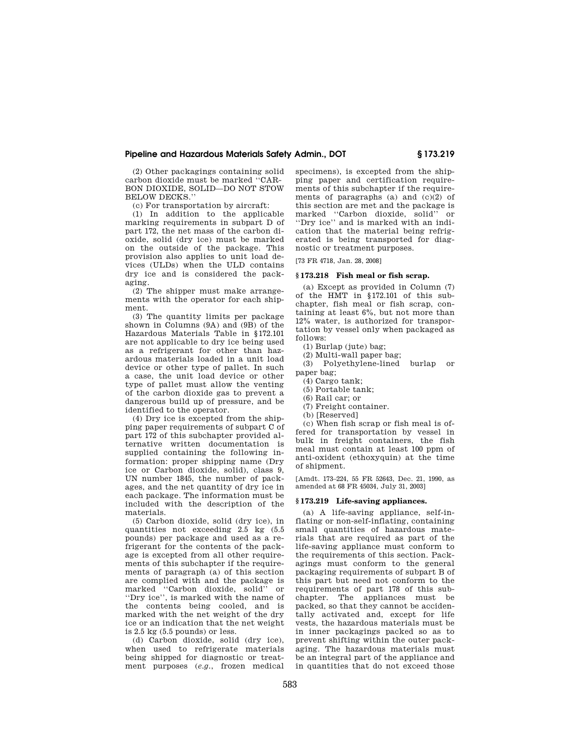(2) Other packagings containing solid carbon dioxide must be marked ''CARBON DIOXIDE, SOLID—DO NOT STOW BELOW DECKS.''

(c) For transportation by aircraft:

(1) In addition to the applicable marking requirements in subpart D of part 172, the net mass of the carbon dioxide, solid (dry ice) must be marked on the outside of the package. This provision also applies to unit load devices (ULDs) when the ULD contains dry ice and is considered the packaging.

(2) The shipper must make arrangements with the operator for each shipment.

(3) The quantity limits per package shown in Columns (9A) and (9B) of the Hazardous Materials Table in §172.101 are not applicable to dry ice being used as a refrigerant for other than hazardous materials loaded in a unit load device or other type of pallet. In such a case, the unit load device or other type of pallet must allow the venting of the carbon dioxide gas to prevent a dangerous build up of pressure, and be identified to the operator.

(4) Dry ice is excepted from the shipping paper requirements of subpart C of part 172 of this subchapter provided alternative written documentation is supplied containing the following information: proper shipping name (Dry ice or Carbon dioxide, solid), class 9, UN number 1845, the number of packages, and the net quantity of dry ice in each package. The information must be included with the description of the materials.

(5) Carbon dioxide, solid (dry ice), in quantities not exceeding 2.5 kg (5.5 pounds) per package and used as a refrigerant for the contents of the package is excepted from all other requirements of this subchapter if the requirements of paragraph (a) of this section are complied with and the package is marked ''Carbon dioxide, solid'' or ''Dry ice'', is marked with the name of the contents being cooled, and is marked with the net weight of the dry ice or an indication that the net weight is 2.5 kg (5.5 pounds) or less.

(d) Carbon dioxide, solid (dry ice), when used to refrigerate materials being shipped for diagnostic or treatment purposes (*e.g.*, frozen medical specimens), is excepted from the shipping paper and certification requirements of this subchapter if the requirements of paragraphs (a) and (c)(2) of this section are met and the package is marked ''Carbon dioxide, solid'' or ''Dry ice'' and is marked with an indication that the material being refrigerated is being transported for diagnostic or treatment purposes.

[73 FR 4718, Jan. 28, 2008]

## § 173.218 Fish meal or fish scrap.

(a) Except as provided in Column (7) of the HMT in §172.101 of this subchapter, fish meal or fish scrap, containing at least 6%, but not more than 12% water, is authorized for transportation by vessel only when packaged as follows:

(1) Burlap (jute) bag;

(2) Multi-wall paper bag;

(3) Polyethylene-lined burlap or paper bag;

(4) Cargo tank;

(5) Portable tank;

(6) Rail car; or

(7) Freight container.

(b) [Reserved]

(c) When fish scrap or fish meal is offered for transportation by vessel in bulk in freight containers, the fish meal must contain at least 100 ppm of anti-oxident (ethoxyquin) at the time of shipment.

[Amdt. 173–224, 55 FR 52643, Dec. 21, 1990, as amended at 68 FR 45034, July 31, 2003]

## § 173.219 Life-saving appliances.

(a) A life-saving appliance, self-inflating or non-self-inflating, containing small quantities of hazardous materials that are required as part of the life-saving appliance must conform to the requirements of this section. Packagings must conform to the general packaging requirements of subpart B of this part but need not conform to the requirements of part 178 of this subchapter. The appliances must be packed, so that they cannot be accidentally activated and, except for life vests, the hazardous materials must be in inner packagings packed so as to prevent shifting within the outer packaging. The hazardous materials must be an integral part of the appliance and in quantities that do not exceed those